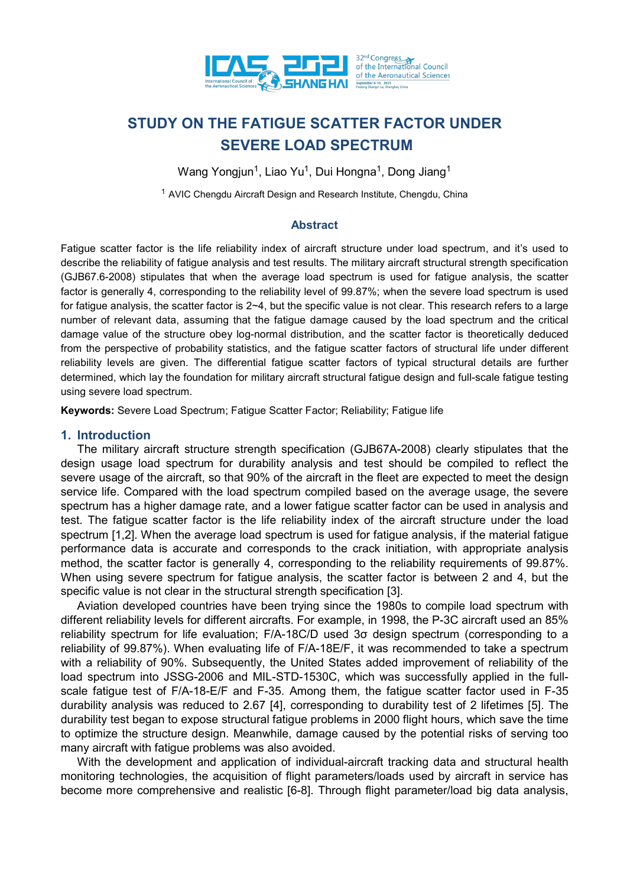# STUDY ON THE FATIGUE SCATTER FACTOR UNDER SEVERE LOAD SPECTRUM

Wang Yongjun[1], Liao Yu[1], Dui Hongna[1], Dong Jiang[1]

[1] AVIC Chengdu Aircraft Design and Research Institute, Chengdu, China

## Abstract

Fatigue scatter factor is the life reliability index of aircraft structure under load spectrum, and it's used to describe the reliability of fatigue analysis and test results. The military aircraft structural strength specification (GJB67.6-2008) stipulates that when the average load spectrum is used for fatigue analysis, the scatter factor is generally 4, corresponding to the reliability level of 99.87%; when the severe load spectrum is used for fatigue analysis, the scatter factor is 2~4, but the specific value is not clear. This research refers to a large number of relevant data, assuming that the fatigue damage caused by the load spectrum and the critical damage value of the structure obey log-normal distribution, and the scatter factor is theoretically deduced from the perspective of probability statistics, and the fatigue scatter factors of structural life under different reliability levels are given. The differential fatigue scatter factors of typical structural details are further determined, which lay the foundation for military aircraft structural fatigue design and full-scale fatigue testing using severe load spectrum.

**Keywords:** Severe Load Spectrum; Fatigue Scatter Factor; Reliability; Fatigue life

## 1. Introduction

The military aircraft structure strength specification (GJB67A-2008) clearly stipulates that the design usage load spectrum for durability analysis and test should be compiled to reflect the severe usage of the aircraft, so that 90% of the aircraft in the fleet are expected to meet the design service life. Compared with the load spectrum compiled based on the average usage, the severe spectrum has a higher damage rate, and a lower fatigue scatter factor can be used in analysis and test. The fatigue scatter factor is the life reliability index of the aircraft structure under the load spectrum [1,2]. When the average load spectrum is used for fatigue analysis, if the material fatigue performance data is accurate and corresponds to the crack initiation, with appropriate analysis method, the scatter factor is generally 4, corresponding to the reliability requirements of 99.87%. When using severe spectrum for fatigue analysis, the scatter factor is between 2 and 4, but the specific value is not clear in the structural strength specification [3].

Aviation developed countries have been trying since the 1980s to compile load spectrum with different reliability levels for different aircrafts. For example, in 1998, the P-3C aircraft used an 85% reliability spectrum for life evaluation; F/A-18C/D used 3σ design spectrum (corresponding to a reliability of 99.87%). When evaluating life of F/A-18E/F, it was recommended to take a spectrum with a reliability of 90%. Subsequently, the United States added improvement of reliability of the load spectrum into JSSG-2006 and MIL-STD-1530C, which was successfully applied in the full-scale fatigue test of F/A-18-E/F and F-35. Among them, the fatigue scatter factor used in F-35 durability analysis was reduced to 2.67 [4], corresponding to durability test of 2 lifetimes [5]. The durability test began to expose structural fatigue problems in 2000 flight hours, which save the time to optimize the structure design. Meanwhile, damage caused by the potential risks of serving too many aircraft with fatigue problems was also avoided.

With the development and application of individual-aircraft tracking data and structural health monitoring technologies, the acquisition of flight parameters/loads used by aircraft in service has become more comprehensive and realistic [6-8]. Through flight parameter/load big data analysis,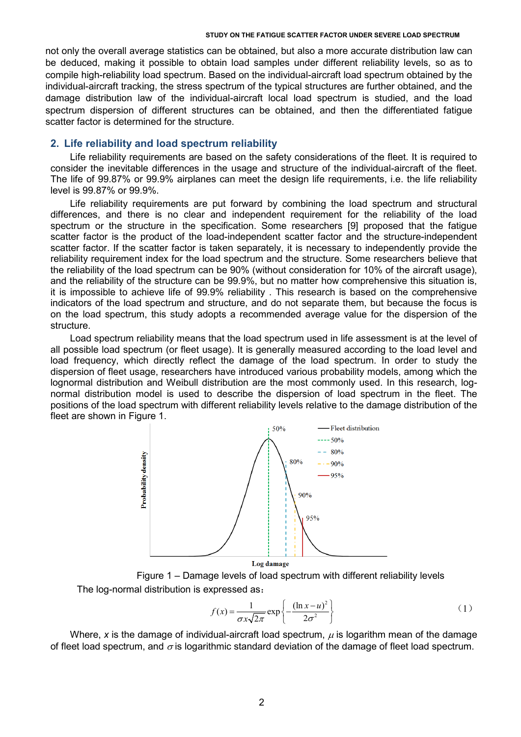not only the overall average statistics can be obtained, but also a more accurate distribution law can be deduced, making it possible to obtain load samples under different reliability levels, so as to compile high-reliability load spectrum. Based on the individual-aircraft load spectrum obtained by the individual-aircraft tracking, the stress spectrum of the typical structures are further obtained, and the damage distribution law of the individual-aircraft local load spectrum is studied, and the load spectrum dispersion of different structures can be obtained, and then the differentiated fatigue scatter factor is determined for the structure.

## 2. Life reliability and load spectrum reliability

Life reliability requirements are based on the safety considerations of the fleet. It is required to consider the inevitable differences in the usage and structure of the individual-aircraft of the fleet. The life of 99.87% or 99.9% airplanes can meet the design life requirements, i.e. the life reliability level is 99.87% or 99.9%.

Life reliability requirements are put forward by combining the load spectrum and structural differences, and there is no clear and independent requirement for the reliability of the load spectrum or the structure in the specification. Some researchers [9] proposed that the fatigue scatter factor is the product of the load-independent scatter factor and the structure-independent scatter factor. If the scatter factor is taken separately, it is necessary to independently provide the reliability requirement index for the load spectrum and the structure. Some researchers believe that the reliability of the load spectrum can be 90% (without consideration for 10% of the aircraft usage), and the reliability of the structure can be 99.9%, but no matter how comprehensive this situation is, it is impossible to achieve life of 99.9% reliability . This research is based on the comprehensive indicators of the load spectrum and structure, and do not separate them, but because the focus is on the load spectrum, this study adopts a recommended average value for the dispersion of the structure.

Load spectrum reliability means that the load spectrum used in life assessment is at the level of all possible load spectrum (or fleet usage). It is generally measured according to the load level and load frequency, which directly reflect the damage of the load spectrum. In order to study the dispersion of fleet usage, researchers have introduced various probability models, among which the lognormal distribution and Weibull distribution are the most commonly used. In this research, log-normal distribution model is used to describe the dispersion of load spectrum in the fleet. The positions of the load spectrum with different reliability levels relative to the damage distribution of the fleet are shown in Figure 1.

Probability density
Log damage
50%
80%
90%
95%
Fleet distribution
50%
80%
90%
95%

Figure 1 – Damage levels of load spectrum with different reliability levels

The log-normal distribution is expressed as：

$$f(x)=\frac{1}{\sigma x\sqrt{2\pi}}\exp\left\{-\frac{(\ln x-u)^2}{2\sigma^2}\right\} \tag{1}$$

Where, $x$ is the damage of individual-aircraft load spectrum, $\mu$ is logarithm mean of the damage of fleet load spectrum, and $\sigma$ is logarithmic standard deviation of the damage of fleet load spectrum.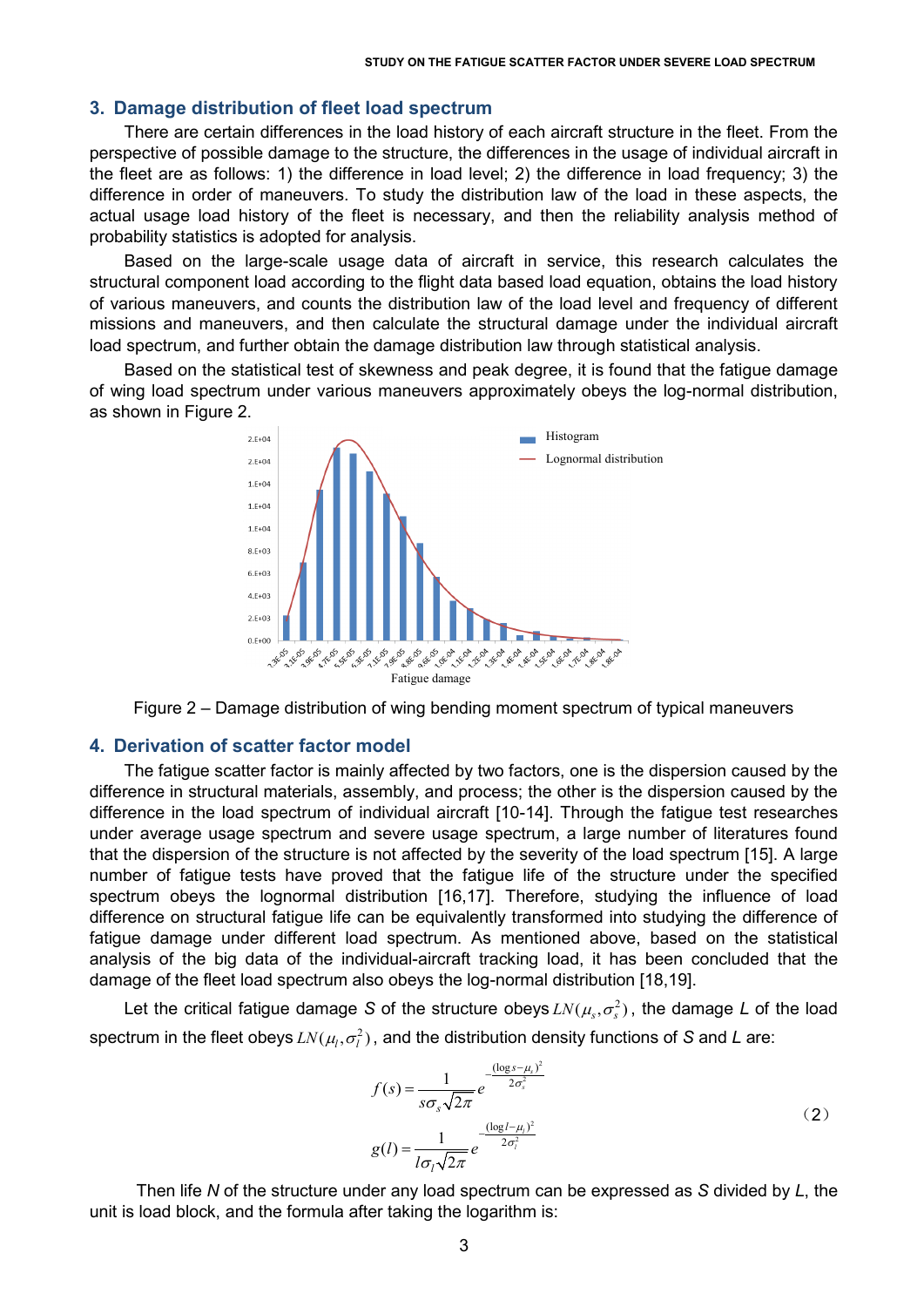## 3. Damage distribution of fleet load spectrum

There are certain differences in the load history of each aircraft structure in the fleet. From the perspective of possible damage to the structure, the differences in the usage of individual aircraft in the fleet are as follows: 1) the difference in load level; 2) the difference in load frequency; 3) the difference in order of maneuvers. To study the distribution law of the load in these aspects, the actual usage load history of the fleet is necessary, and then the reliability analysis method of probability statistics is adopted for analysis.

Based on the large-scale usage data of aircraft in service, this research calculates the structural component load according to the flight data based load equation, obtains the load history of various maneuvers, and counts the distribution law of the load level and frequency of different missions and maneuvers, and then calculate the structural damage under the individual aircraft load spectrum, and further obtain the damage distribution law through statistical analysis.

Based on the statistical test of skewness and peak degree, it is found that the fatigue damage of wing load spectrum under various maneuvers approximately obeys the log-normal distribution, as shown in Figure 2.

Histogram
Lognormal distribution

2.E+04
2.E+04
1.E+04
1.E+04
1.E+04
8.E+03
6.E+03
4.E+03
2.E+03
0.E+00

2.3E-05 3.1E-05 3.9E-05 4.7E-05 5.5E-05 6.3E-05 7.1E-05 7.9E-05 8.8E-05 9.6E-05 1.0E-04 1.1E-04 1.2E-04 1.3E-04 1.4E-04 1.4E-04 1.5E-04 1.6E-04 1.7E-04 1.8E-04 1.8E-04

Fatigue damage

Figure 2 – Damage distribution of wing bending moment spectrum of typical maneuvers

## 4. Derivation of scatter factor model

The fatigue scatter factor is mainly affected by two factors, one is the dispersion caused by the difference in structural materials, assembly, and process; the other is the dispersion caused by the difference in the load spectrum of individual aircraft [10-14]. Through the fatigue test researches under average usage spectrum and severe usage spectrum, a large number of literatures found that the dispersion of the structure is not affected by the severity of the load spectrum [15]. A large number of fatigue tests have proved that the fatigue life of the structure under the specified spectrum obeys the lognormal distribution [16,17]. Therefore, studying the influence of load difference on structural fatigue life can be equivalently transformed into studying the difference of fatigue damage under different load spectrum. As mentioned above, based on the statistical analysis of the big data of the individual-aircraft tracking load, it has been concluded that the damage of the fleet load spectrum also obeys the log-normal distribution [18,19].

Let the critical fatigue damage *S* of the structure obeys $LN(\mu_s, \sigma_s^2)$, the damage *L* of the load spectrum in the fleet obeys $LN(\mu_l, \sigma_l^2)$, and the distribution density functions of *S* and *L* are:

$$
\begin{aligned}
f(s) &= \frac{1}{s\sigma_s\sqrt{2\pi}} e^{-\frac{(\log s-\mu_s)^2}{2\sigma_s^2}} \\
g(l) &= \frac{1}{l\sigma_l\sqrt{2\pi}} e^{-\frac{(\log l-\mu_l)^2}{2\sigma_l^2}}
\end{aligned}
\tag{2}
$$

Then life *N* of the structure under any load spectrum can be expressed as *S* divided by *L*, the unit is load block, and the formula after taking the logarithm is: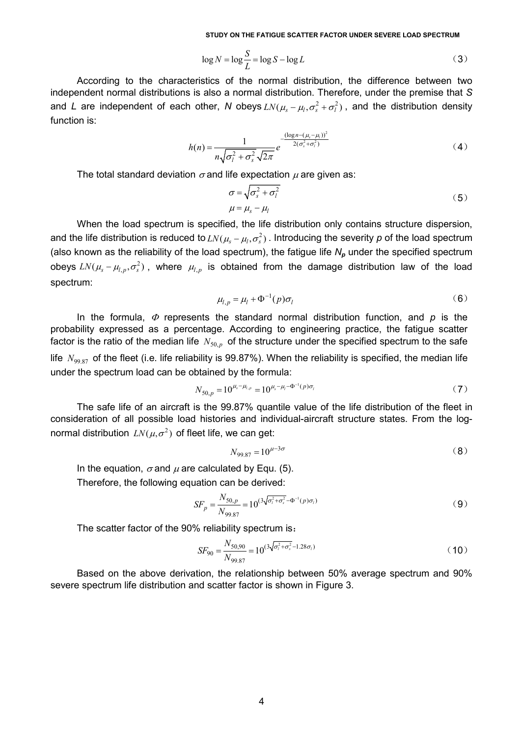$$\log N = \log \frac{S}{L} = \log S - \log L \tag{3}$$

According to the characteristics of the normal distribution, the difference between two independent normal distributions is also a normal distribution. Therefore, under the premise that *S* and *L* are independent of each other, *N* obeys $LN(\mu_s - \mu_l, \sigma_s^2 + \sigma_l^2)$, and the distribution density function is:

$$h(n) = \frac{1}{n\sqrt{\sigma_l^2 + \sigma_s^2}\sqrt{2\pi}} e^{-\frac{(\log n - (\mu_s - \mu_l))^2}{2(\sigma_s^2 + \sigma_l^2)}} \tag{4}$$

The total standard deviation $\sigma$ and life expectation $\mu$ are given as:

$$\begin{aligned} \sigma &= \sqrt{\sigma_s^2 + \sigma_l^2} \\ \mu &= \mu_s - \mu_l \end{aligned} \tag{5}$$

When the load spectrum is specified, the life distribution only contains structure dispersion, and the life distribution is reduced to $LN(\mu_s - \mu_l, \sigma_s^2)$. Introducing the severity *p* of the load spectrum (also known as the reliability of the load spectrum), the fatigue life $N_p$ under the specified spectrum obeys $LN(\mu_s - \mu_{l,p}, \sigma_s^2)$, where $\mu_{l,p}$ is obtained from the damage distribution law of the load spectrum:

$$\mu_{l,p} = \mu_l + \Phi^{-1}(p)\sigma_l \tag{6}$$

In the formula, $\Phi$ represents the standard normal distribution function, and *p* is the probability expressed as a percentage. According to engineering practice, the fatigue scatter factor is the ratio of the median life $N_{50,p}$ of the structure under the specified spectrum to the safe life $N_{99.87}$ of the fleet (i.e. life reliability is 99.87%). When the reliability is specified, the median life under the spectrum load can be obtained by the formula:

$$N_{50,p} = 10^{\mu_s - \mu_{l,p}} = 10^{\mu_s - \mu_l - \Phi^{-1}(p)\sigma_l} \tag{7}$$

The safe life of an aircraft is the 99.87% quantile value of the life distribution of the fleet in consideration of all possible load histories and individual-aircraft structure states. From the log-normal distribution $LN(\mu, \sigma^2)$ of fleet life, we can get:

$$N_{99.87} = 10^{\mu - 3\sigma} \tag{8}$$

In the equation, $\sigma$ and $\mu$ are calculated by Equ. (5).

Therefore, the following equation can be derived:

$$SF_p = \frac{N_{50,p}}{N_{99.87}} = 10^{(3\sqrt{\sigma_l^2 + \sigma_s^2} - \Phi^{-1}(p)\sigma_l)} \tag{9}$$

The scatter factor of the 90% reliability spectrum is：

$$SF_{90} = \frac{N_{50,90}}{N_{99.87}} = 10^{(3\sqrt{\sigma_l^2 + \sigma_s^2} - 1.28\sigma_l)} \tag{10}$$

Based on the above derivation, the relationship between 50% average spectrum and 90% severe spectrum life distribution and scatter factor is shown in Figure 3.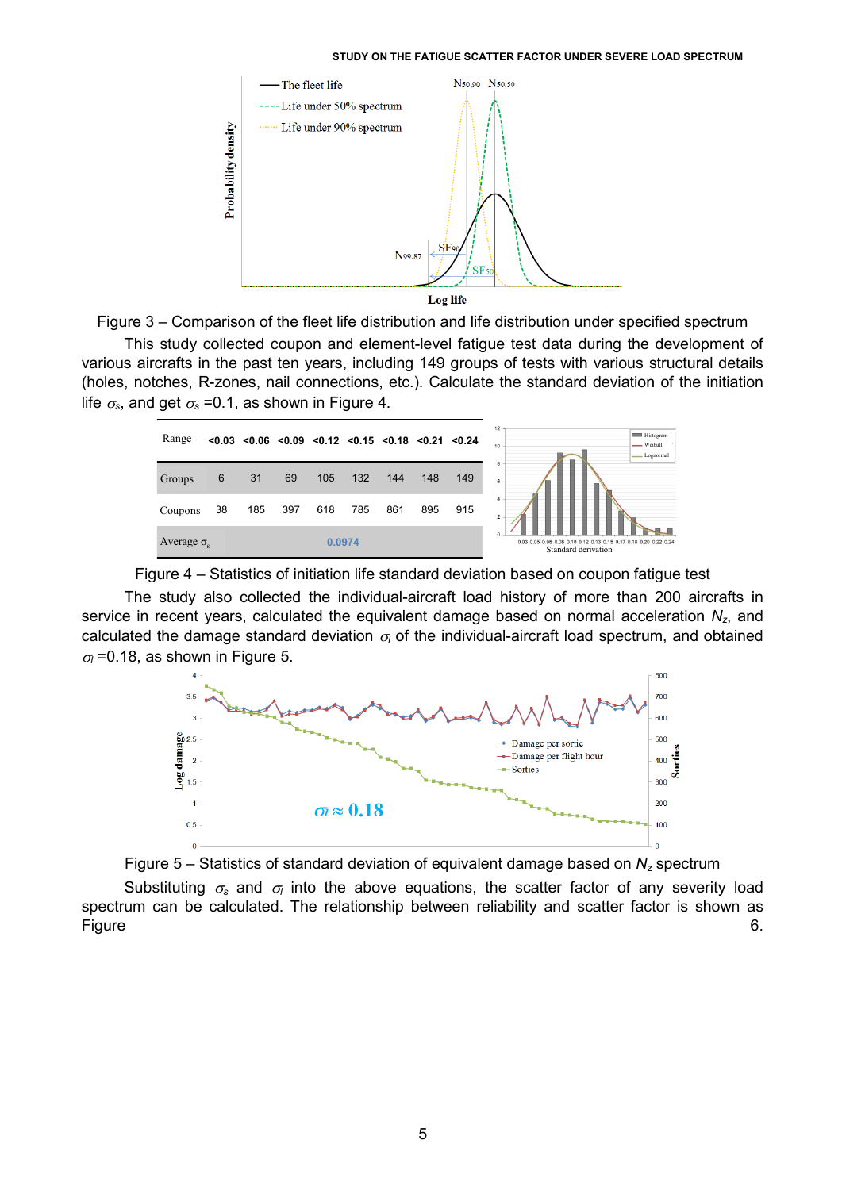The fleet life

Life under 50% spectrum

Life under 90% spectrum

Probability density

$N_{50,90}$ $N_{50,50}$

$N_{99.87}$

$SF_{90}$

$SF_{50}$

Log life

Figure 3 – Comparison of the fleet life distribution and life distribution under specified spectrum

This study collected coupon and element-level fatigue test data during the development of various aircrafts in the past ten years, including 149 groups of tests with various structural details (holes, notches, R-zones, nail connections, etc.). Calculate the standard deviation of the initiation life $\sigma_s$, and get $\sigma_s$ =0.1, as shown in Figure 4.

| Range | <0.03 | <0.06 | <0.09 | <0.12 | <0.15 | <0.18 | <0.21 | <0.24 |
|---|---|---|---|---|---|---|---|---|
| Groups | 6 | 31 | 69 | 105 | 132 | 144 | 148 | 149 |
| Coupons | 38 | 185 | 397 | 618 | 785 | 861 | 895 | 915 |
| Average $\sigma_s$ | 0.0974 | | | | | | | |

Histogram
Weibull
Lognormal

12
10
8
6
4
2
0

0.03 0.05 0.06 0.08 0.10 0.12 0.13 0.15 0.17 0.18 0.20 0.22 0.24

Standard derivation

Figure 4 – Statistics of initiation life standard deviation based on coupon fatigue test

The study also collected the individual-aircraft load history of more than 200 aircrafts in service in recent years, calculated the equivalent damage based on normal acceleration $N_z$, and calculated the damage standard deviation $\sigma_l$ of the individual-aircraft load spectrum, and obtained $\sigma_l$ =0.18, as shown in Figure 5.

Log damage

4
3.5
3
2.5
2
1.5
1
0.5
0

Damage per sortie

Damage per flight hour

Sorties

$\sigma_l \approx 0.18$

Sorties

800
700
600
500
400
300
200
100
0

Figure 5 – Statistics of standard deviation of equivalent damage based on $N_z$ spectrum

Substituting $\sigma_s$ and $\sigma_l$ into the above equations, the scatter factor of any severity load spectrum can be calculated. The relationship between reliability and scatter factor is shown as Figure 6.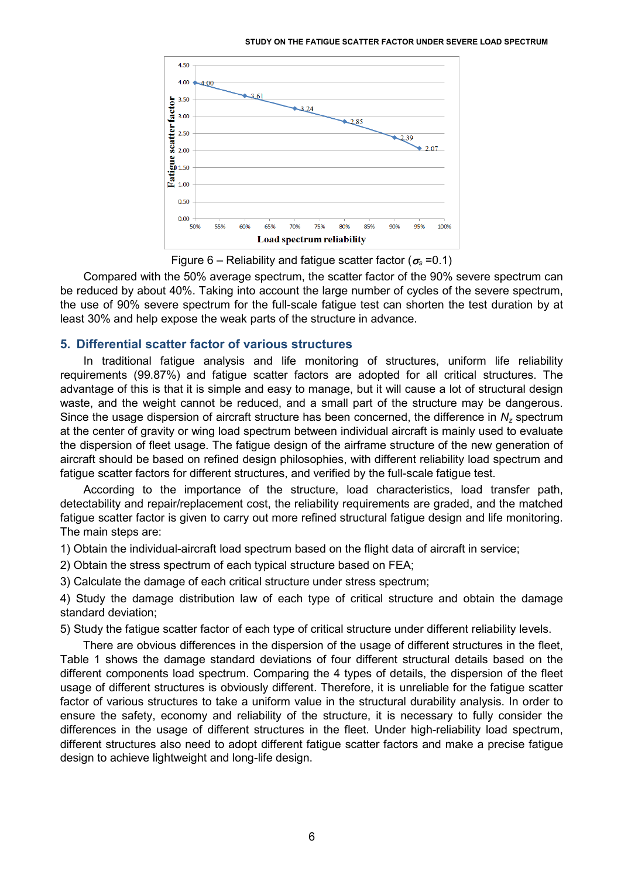4.50
4.00
3.50
3.00
2.50
2.00
1.50
1.00
0.50
0.00

Fatigue scatter factor

4.00
3.61
3.24
2.85
2.39
2.07

50% 55% 60% 65% 70% 75% 80% 85% 90% 95% 100%

Load spectrum reliability

Figure 6 – Reliability and fatigue scatter factor ($\sigma_s$ =0.1)

Compared with the 50% average spectrum, the scatter factor of the 90% severe spectrum can be reduced by about 40%. Taking into account the large number of cycles of the severe spectrum, the use of 90% severe spectrum for the full-scale fatigue test can shorten the test duration by at least 30% and help expose the weak parts of the structure in advance.

## 5. Differential scatter factor of various structures

In traditional fatigue analysis and life monitoring of structures, uniform life reliability requirements (99.87%) and fatigue scatter factors are adopted for all critical structures. The advantage of this is that it is simple and easy to manage, but it will cause a lot of structural design waste, and the weight cannot be reduced, and a small part of the structure may be dangerous. Since the usage dispersion of aircraft structure has been concerned, the difference in $N_z$ spectrum at the center of gravity or wing load spectrum between individual aircraft is mainly used to evaluate the dispersion of fleet usage. The fatigue design of the airframe structure of the new generation of aircraft should be based on refined design philosophies, with different reliability load spectrum and fatigue scatter factors for different structures, and verified by the full-scale fatigue test.

According to the importance of the structure, load characteristics, load transfer path, detectability and repair/replacement cost, the reliability requirements are graded, and the matched fatigue scatter factor is given to carry out more refined structural fatigue design and life monitoring. The main steps are:

1) Obtain the individual-aircraft load spectrum based on the flight data of aircraft in service;

2) Obtain the stress spectrum of each typical structure based on FEA;

3) Calculate the damage of each critical structure under stress spectrum;

4) Study the damage distribution law of each type of critical structure and obtain the damage standard deviation;

5) Study the fatigue scatter factor of each type of critical structure under different reliability levels.

There are obvious differences in the dispersion of the usage of different structures in the fleet, Table 1 shows the damage standard deviations of four different structural details based on the different components load spectrum. Comparing the 4 types of details, the dispersion of the fleet usage of different structures is obviously different. Therefore, it is unreliable for the fatigue scatter factor of various structures to take a uniform value in the structural durability analysis. In order to ensure the safety, economy and reliability of the structure, it is necessary to fully consider the differences in the usage of different structures in the fleet. Under high-reliability load spectrum, different structures also need to adopt different fatigue scatter factors and make a precise fatigue design to achieve lightweight and long-life design.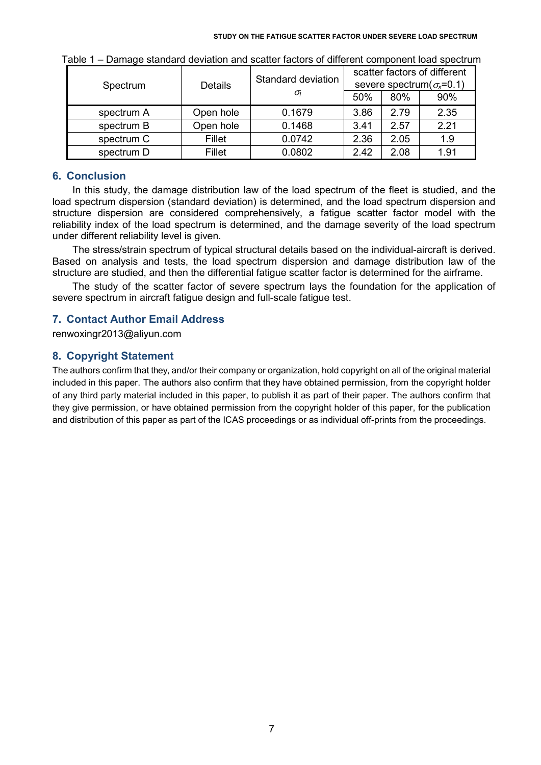Table 1 – Damage standard deviation and scatter factors of different component load spectrum

| Spectrum | Details | Standard deviation $\sigma_l$ | scatter factors of different severe spectrum($\sigma_s$=0.1) | | |
|---|---|---|---|---|---|
| | | | 50% | 80% | 90% |
| spectrum A | Open hole | 0.1679 | 3.86 | 2.79 | 2.35 |
| spectrum B | Open hole | 0.1468 | 3.41 | 2.57 | 2.21 |
| spectrum C | Fillet | 0.0742 | 2.36 | 2.05 | 1.9 |
| spectrum D | Fillet | 0.0802 | 2.42 | 2.08 | 1.91 |

## 6. Conclusion

In this study, the damage distribution law of the load spectrum of the fleet is studied, and the load spectrum dispersion (standard deviation) is determined, and the load spectrum dispersion and structure dispersion are considered comprehensively, a fatigue scatter factor model with the reliability index of the load spectrum is determined, and the damage severity of the load spectrum under different reliability level is given.

The stress/strain spectrum of typical structural details based on the individual-aircraft is derived. Based on analysis and tests, the load spectrum dispersion and damage distribution law of the structure are studied, and then the differential fatigue scatter factor is determined for the airframe.

The study of the scatter factor of severe spectrum lays the foundation for the application of severe spectrum in aircraft fatigue design and full-scale fatigue test.

## 7. Contact Author Email Address

renwoxingr2013@aliyun.com

## 8. Copyright Statement

The authors confirm that they, and/or their company or organization, hold copyright on all of the original material included in this paper. The authors also confirm that they have obtained permission, from the copyright holder of any third party material included in this paper, to publish it as part of their paper. The authors confirm that they give permission, or have obtained permission from the copyright holder of this paper, for the publication and distribution of this paper as part of the ICAS proceedings or as individual off-prints from the proceedings.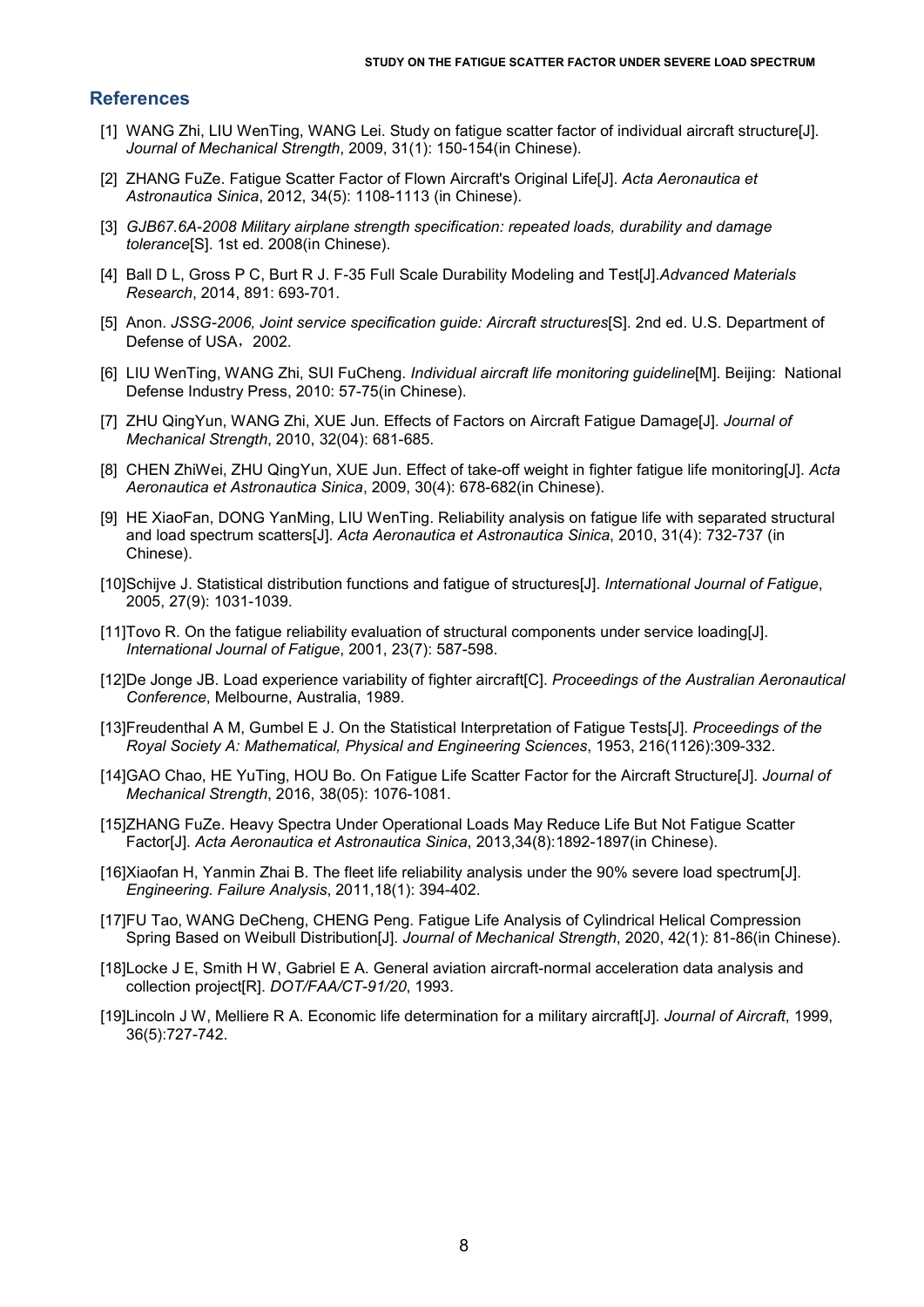## References

[1] WANG Zhi, LIU WenTing, WANG Lei. Study on fatigue scatter factor of individual aircraft structure[J]. *Journal of Mechanical Strength*, 2009, 31(1): 150-154(in Chinese).

[2] ZHANG FuZe. Fatigue Scatter Factor of Flown Aircraft's Original Life[J]. *Acta Aeronautica et Astronautica Sinica*, 2012, 34(5): 1108-1113 (in Chinese).

[3] *GJB67.6A-2008 Military airplane strength specification: repeated loads, durability and damage tolerance*[S]. 1st ed. 2008(in Chinese).

[4] Ball D L, Gross P C, Burt R J. F-35 Full Scale Durability Modeling and Test[J].*Advanced Materials Research*, 2014, 891: 693-701.

[5] Anon. *JSSG-2006, Joint service specification guide: Aircraft structures*[S]. 2nd ed. U.S. Department of Defense of USA，2002.

[6] LIU WenTing, WANG Zhi, SUI FuCheng. *Individual aircraft life monitoring guideline*[M]. Beijing: National Defense Industry Press, 2010: 57-75(in Chinese).

[7] ZHU QingYun, WANG Zhi, XUE Jun. Effects of Factors on Aircraft Fatigue Damage[J]. *Journal of Mechanical Strength*, 2010, 32(04): 681-685.

[8] CHEN ZhiWei, ZHU QingYun, XUE Jun. Effect of take-off weight in fighter fatigue life monitoring[J]. *Acta Aeronautica et Astronautica Sinica*, 2009, 30(4): 678-682(in Chinese).

[9] HE XiaoFan, DONG YanMing, LIU WenTing. Reliability analysis on fatigue life with separated structural and load spectrum scatters[J]. *Acta Aeronautica et Astronautica Sinica*, 2010, 31(4): 732-737 (in Chinese).

[10]Schijve J. Statistical distribution functions and fatigue of structures[J]. *International Journal of Fatigue*, 2005, 27(9): 1031-1039.

[11]Tovo R. On the fatigue reliability evaluation of structural components under service loading[J]. *International Journal of Fatigue*, 2001, 23(7): 587-598.

[12]De Jonge JB. Load experience variability of fighter aircraft[C]. *Proceedings of the Australian Aeronautical Conference*, Melbourne, Australia, 1989.

[13]Freudenthal A M, Gumbel E J. On the Statistical Interpretation of Fatigue Tests[J]. *Proceedings of the Royal Society A: Mathematical, Physical and Engineering Sciences*, 1953, 216(1126):309-332.

[14]GAO Chao, HE YuTing, HOU Bo. On Fatigue Life Scatter Factor for the Aircraft Structure[J]. *Journal of Mechanical Strength*, 2016, 38(05): 1076-1081.

[15]ZHANG FuZe. Heavy Spectra Under Operational Loads May Reduce Life But Not Fatigue Scatter Factor[J]. *Acta Aeronautica et Astronautica Sinica*, 2013,34(8):1892-1897(in Chinese).

[16]Xiaofan H, Yanmin Zhai B. The fleet life reliability analysis under the 90% severe load spectrum[J]. *Engineering. Failure Analysis*, 2011,18(1): 394-402.

[17]FU Tao, WANG DeCheng, CHENG Peng. Fatigue Life Analysis of Cylindrical Helical Compression Spring Based on Weibull Distribution[J]. *Journal of Mechanical Strength*, 2020, 42(1): 81-86(in Chinese).

[18]Locke J E, Smith H W, Gabriel E A. General aviation aircraft-normal acceleration data analysis and collection project[R]. *DOT/FAA/CT-91/20*, 1993.

[19]Lincoln J W, Melliere R A. Economic life determination for a military aircraft[J]. *Journal of Aircraft*, 1999, 36(5):727-742.